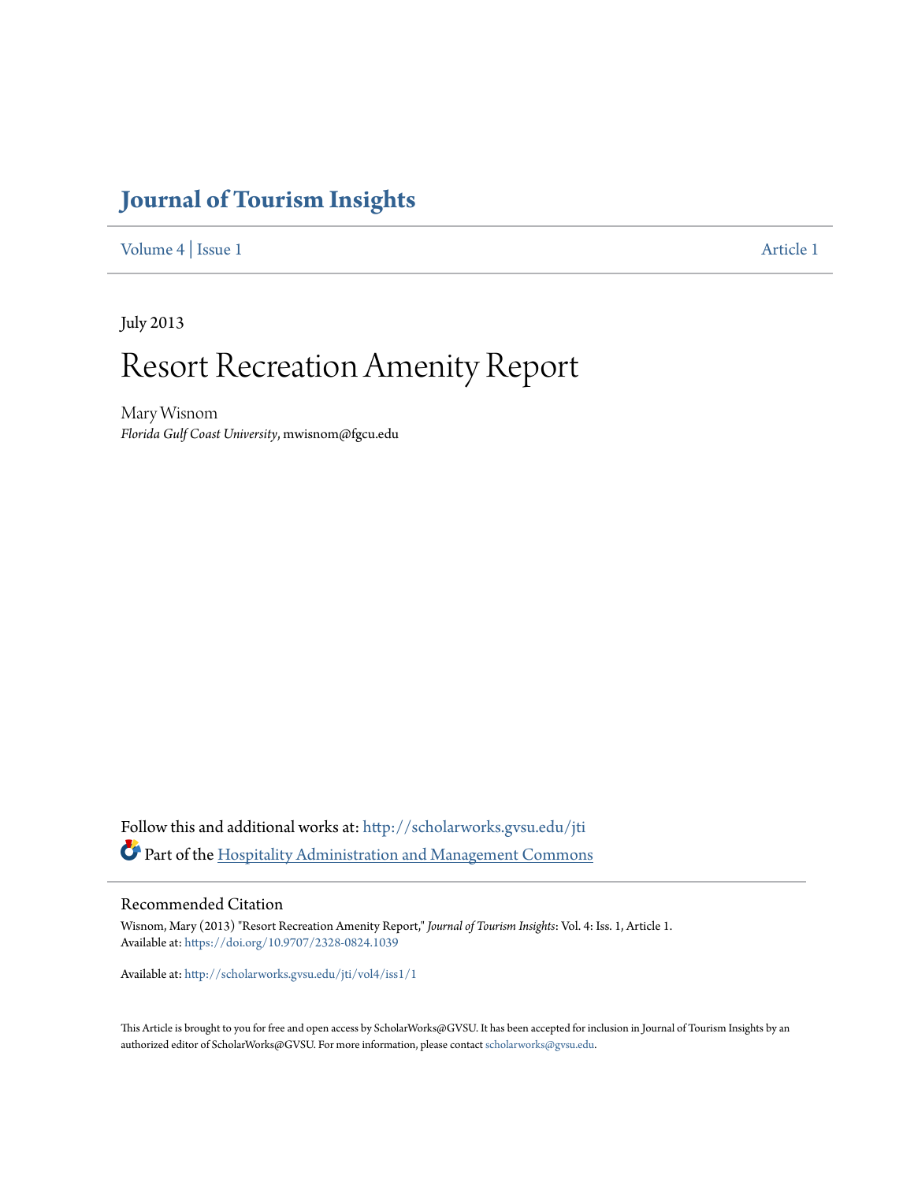# Journal of Tourism Insights

Volume 4 | Issue 1 Article 1

July 2013

# Resort Recreation Amenity Report

Mary Wisnom
*Florida Gulf Coast University*, mwisnom@fgcu.edu

Follow this and additional works at: http://scholarworks.gvsu.edu/jti

Part of the Hospitality Administration and Management Commons

## Recommended Citation

Wisnom, Mary (2013) "Resort Recreation Amenity Report," *Journal of Tourism Insights*: Vol. 4: Iss. 1, Article 1.
Available at: https://doi.org/10.9707/2328-0824.1039

Available at: http://scholarworks.gvsu.edu/jti/vol4/iss1/1

This Article is brought to you for free and open access by ScholarWorks@GVSU. It has been accepted for inclusion in Journal of Tourism Insights by an authorized editor of ScholarWorks@GVSU. For more information, please contact scholarworks@gvsu.edu.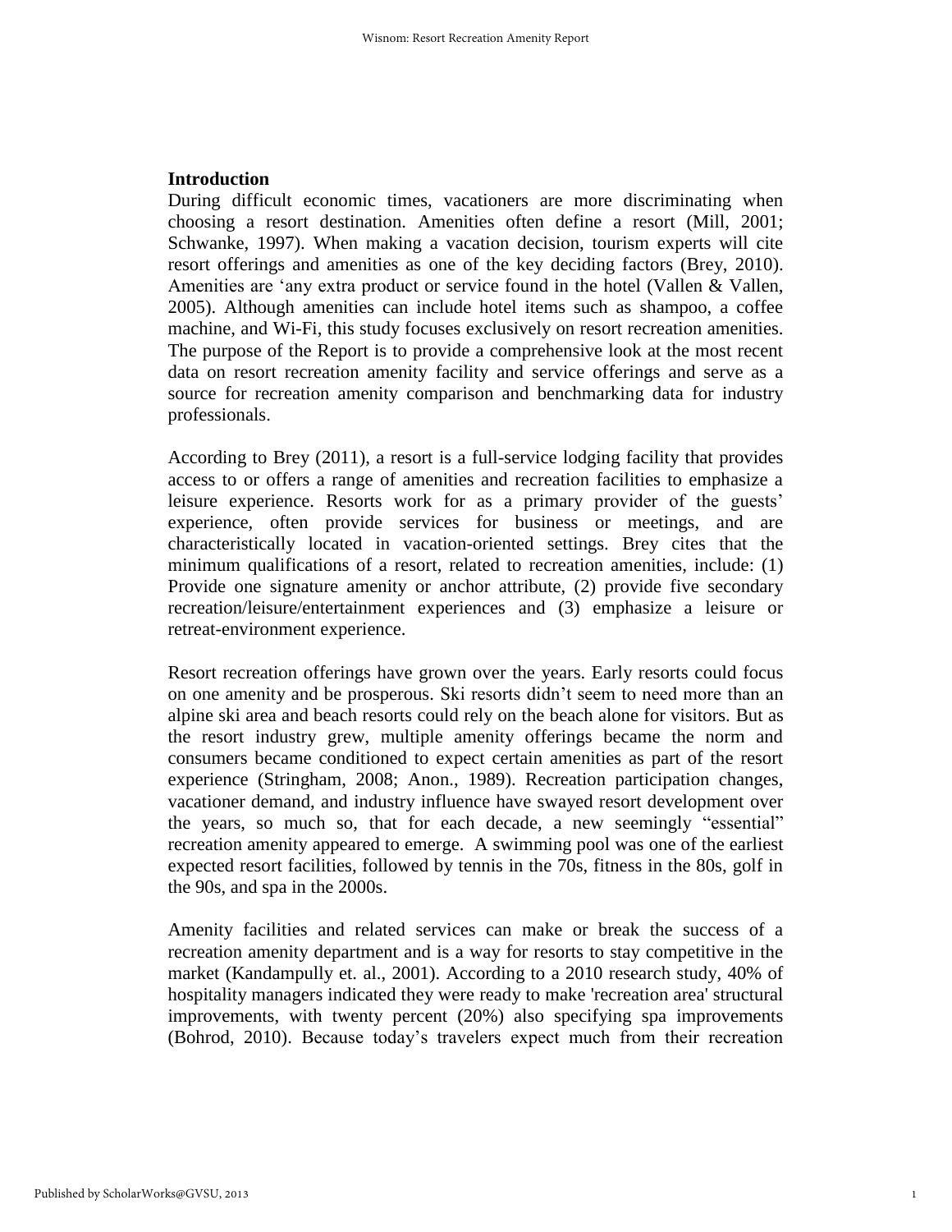**Introduction**

During difficult economic times, vacationers are more discriminating when choosing a resort destination. Amenities often define a resort (Mill, 2001; Schwanke, 1997). When making a vacation decision, tourism experts will cite resort offerings and amenities as one of the key deciding factors (Brey, 2010). Amenities are 'any extra product or service found in the hotel (Vallen & Vallen, 2005). Although amenities can include hotel items such as shampoo, a coffee machine, and Wi-Fi, this study focuses exclusively on resort recreation amenities. The purpose of the Report is to provide a comprehensive look at the most recent data on resort recreation amenity facility and service offerings and serve as a source for recreation amenity comparison and benchmarking data for industry professionals.

According to Brey (2011), a resort is a full-service lodging facility that provides access to or offers a range of amenities and recreation facilities to emphasize a leisure experience. Resorts work for as a primary provider of the guests' experience, often provide services for business or meetings, and are characteristically located in vacation-oriented settings. Brey cites that the minimum qualifications of a resort, related to recreation amenities, include: (1) Provide one signature amenity or anchor attribute, (2) provide five secondary recreation/leisure/entertainment experiences and (3) emphasize a leisure or retreat-environment experience.

Resort recreation offerings have grown over the years. Early resorts could focus on one amenity and be prosperous. Ski resorts didn't seem to need more than an alpine ski area and beach resorts could rely on the beach alone for visitors. But as the resort industry grew, multiple amenity offerings became the norm and consumers became conditioned to expect certain amenities as part of the resort experience (Stringham, 2008; Anon., 1989). Recreation participation changes, vacationer demand, and industry influence have swayed resort development over the years, so much so, that for each decade, a new seemingly "essential" recreation amenity appeared to emerge. A swimming pool was one of the earliest expected resort facilities, followed by tennis in the 70s, fitness in the 80s, golf in the 90s, and spa in the 2000s.

Amenity facilities and related services can make or break the success of a recreation amenity department and is a way for resorts to stay competitive in the market (Kandampully et. al., 2001). According to a 2010 research study, 40% of hospitality managers indicated they were ready to make 'recreation area' structural improvements, with twenty percent (20%) also specifying spa improvements (Bohrod, 2010). Because today's travelers expect much from their recreation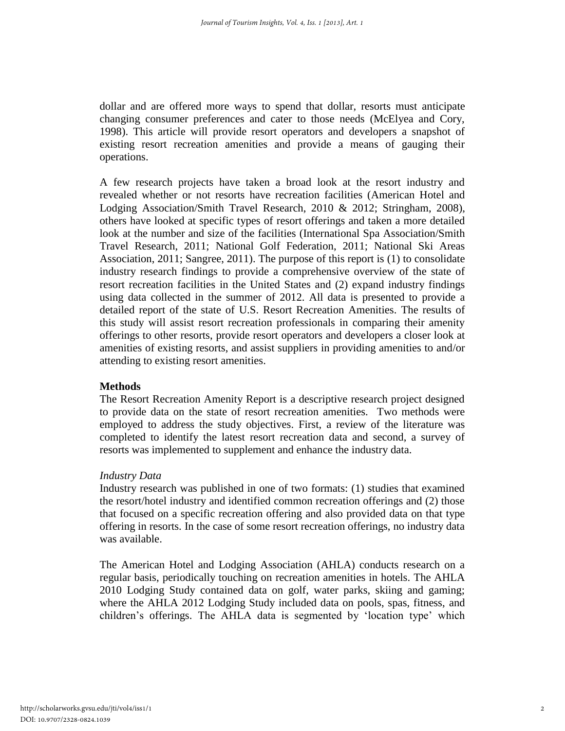dollar and are offered more ways to spend that dollar, resorts must anticipate changing consumer preferences and cater to those needs (McElyea and Cory, 1998). This article will provide resort operators and developers a snapshot of existing resort recreation amenities and provide a means of gauging their operations.

A few research projects have taken a broad look at the resort industry and revealed whether or not resorts have recreation facilities (American Hotel and Lodging Association/Smith Travel Research, 2010 & 2012; Stringham, 2008), others have looked at specific types of resort offerings and taken a more detailed look at the number and size of the facilities (International Spa Association/Smith Travel Research, 2011; National Golf Federation, 2011; National Ski Areas Association, 2011; Sangree, 2011). The purpose of this report is (1) to consolidate industry research findings to provide a comprehensive overview of the state of resort recreation facilities in the United States and (2) expand industry findings using data collected in the summer of 2012. All data is presented to provide a detailed report of the state of U.S. Resort Recreation Amenities. The results of this study will assist resort recreation professionals in comparing their amenity offerings to other resorts, provide resort operators and developers a closer look at amenities of existing resorts, and assist suppliers in providing amenities to and/or attending to existing resort amenities.

## Methods

The Resort Recreation Amenity Report is a descriptive research project designed to provide data on the state of resort recreation amenities. Two methods were employed to address the study objectives. First, a review of the literature was completed to identify the latest resort recreation data and second, a survey of resorts was implemented to supplement and enhance the industry data.

### *Industry Data*

Industry research was published in one of two formats: (1) studies that examined the resort/hotel industry and identified common recreation offerings and (2) those that focused on a specific recreation offering and also provided data on that type offering in resorts. In the case of some resort recreation offerings, no industry data was available.

The American Hotel and Lodging Association (AHLA) conducts research on a regular basis, periodically touching on recreation amenities in hotels. The AHLA 2010 Lodging Study contained data on golf, water parks, skiing and gaming; where the AHLA 2012 Lodging Study included data on pools, spas, fitness, and children's offerings. The AHLA data is segmented by 'location type' which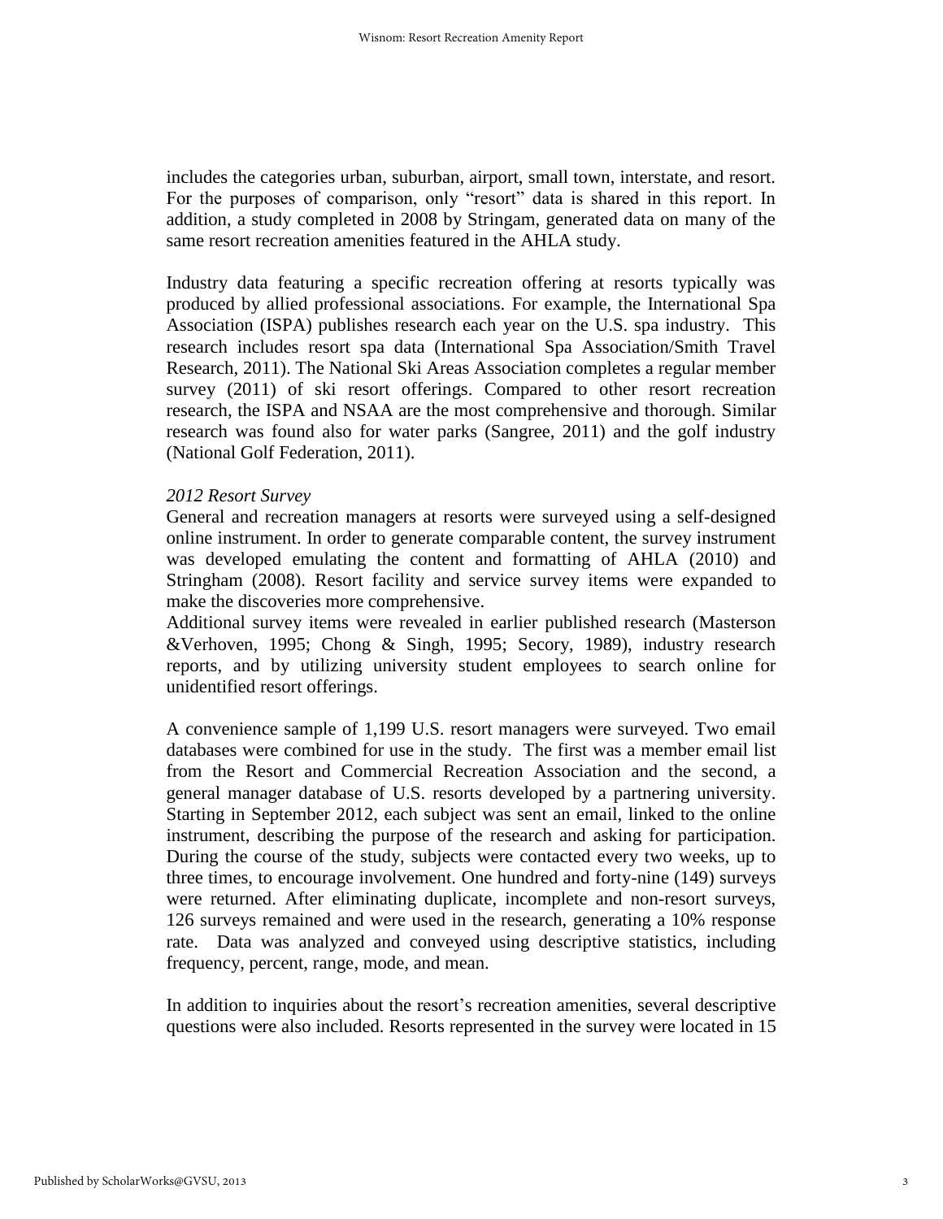includes the categories urban, suburban, airport, small town, interstate, and resort. For the purposes of comparison, only "resort" data is shared in this report. In addition, a study completed in 2008 by Stringam, generated data on many of the same resort recreation amenities featured in the AHLA study.

Industry data featuring a specific recreation offering at resorts typically was produced by allied professional associations. For example, the International Spa Association (ISPA) publishes research each year on the U.S. spa industry. This research includes resort spa data (International Spa Association/Smith Travel Research, 2011). The National Ski Areas Association completes a regular member survey (2011) of ski resort offerings. Compared to other resort recreation research, the ISPA and NSAA are the most comprehensive and thorough. Similar research was found also for water parks (Sangree, 2011) and the golf industry (National Golf Federation, 2011).

*2012 Resort Survey*

General and recreation managers at resorts were surveyed using a self-designed online instrument. In order to generate comparable content, the survey instrument was developed emulating the content and formatting of AHLA (2010) and Stringham (2008). Resort facility and service survey items were expanded to make the discoveries more comprehensive.

Additional survey items were revealed in earlier published research (Masterson &Verhoven, 1995; Chong & Singh, 1995; Secory, 1989), industry research reports, and by utilizing university student employees to search online for unidentified resort offerings.

A convenience sample of 1,199 U.S. resort managers were surveyed. Two email databases were combined for use in the study. The first was a member email list from the Resort and Commercial Recreation Association and the second, a general manager database of U.S. resorts developed by a partnering university. Starting in September 2012, each subject was sent an email, linked to the online instrument, describing the purpose of the research and asking for participation. During the course of the study, subjects were contacted every two weeks, up to three times, to encourage involvement. One hundred and forty-nine (149) surveys were returned. After eliminating duplicate, incomplete and non-resort surveys, 126 surveys remained and were used in the research, generating a 10% response rate. Data was analyzed and conveyed using descriptive statistics, including frequency, percent, range, mode, and mean.

In addition to inquiries about the resort's recreation amenities, several descriptive questions were also included. Resorts represented in the survey were located in 15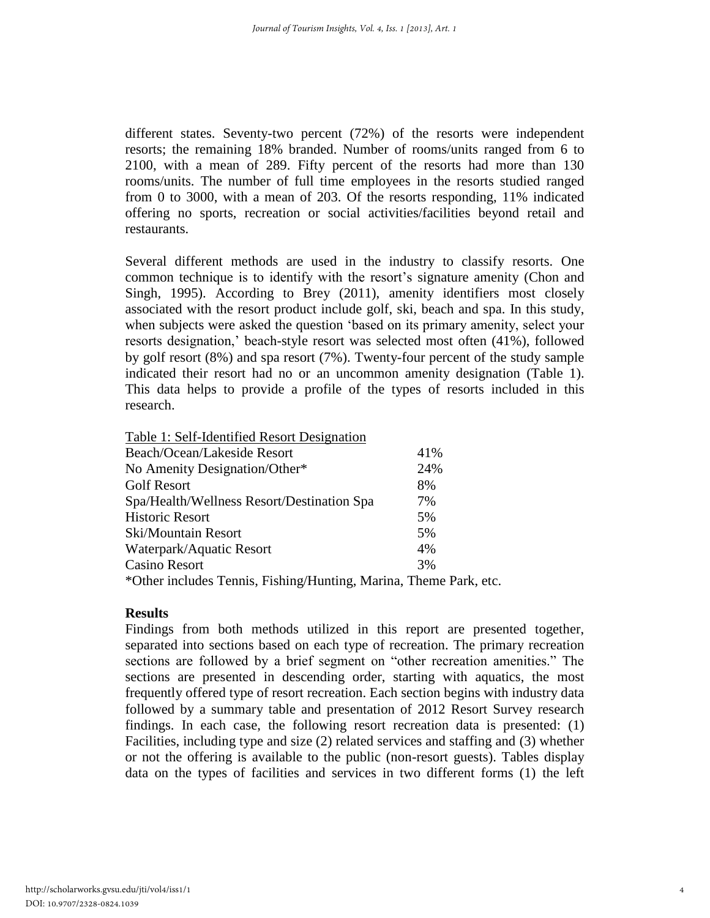different states. Seventy-two percent (72%) of the resorts were independent resorts; the remaining 18% branded. Number of rooms/units ranged from 6 to 2100, with a mean of 289. Fifty percent of the resorts had more than 130 rooms/units. The number of full time employees in the resorts studied ranged from 0 to 3000, with a mean of 203. Of the resorts responding, 11% indicated offering no sports, recreation or social activities/facilities beyond retail and restaurants.

Several different methods are used in the industry to classify resorts. One common technique is to identify with the resort's signature amenity (Chon and Singh, 1995). According to Brey (2011), amenity identifiers most closely associated with the resort product include golf, ski, beach and spa. In this study, when subjects were asked the question 'based on its primary amenity, select your resorts designation,' beach-style resort was selected most often (41%), followed by golf resort (8%) and spa resort (7%). Twenty-four percent of the study sample indicated their resort had no or an uncommon amenity designation (Table 1). This data helps to provide a profile of the types of resorts included in this research.

Table 1: Self-Identified Resort Designation

| Designation | Percent |
|---|---|
| Beach/Ocean/Lakeside Resort | 41% |
| No Amenity Designation/Other* | 24% |
| Golf Resort | 8% |
| Spa/Health/Wellness Resort/Destination Spa | 7% |
| Historic Resort | 5% |
| Ski/Mountain Resort | 5% |
| Waterpark/Aquatic Resort | 4% |
| Casino Resort | 3% |

*Other includes Tennis, Fishing/Hunting, Marina, Theme Park, etc.

## Results

Findings from both methods utilized in this report are presented together, separated into sections based on each type of recreation. The primary recreation sections are followed by a brief segment on "other recreation amenities." The sections are presented in descending order, starting with aquatics, the most frequently offered type of resort recreation. Each section begins with industry data followed by a summary table and presentation of 2012 Resort Survey research findings. In each case, the following resort recreation data is presented: (1) Facilities, including type and size (2) related services and staffing and (3) whether or not the offering is available to the public (non-resort guests). Tables display data on the types of facilities and services in two different forms (1) the left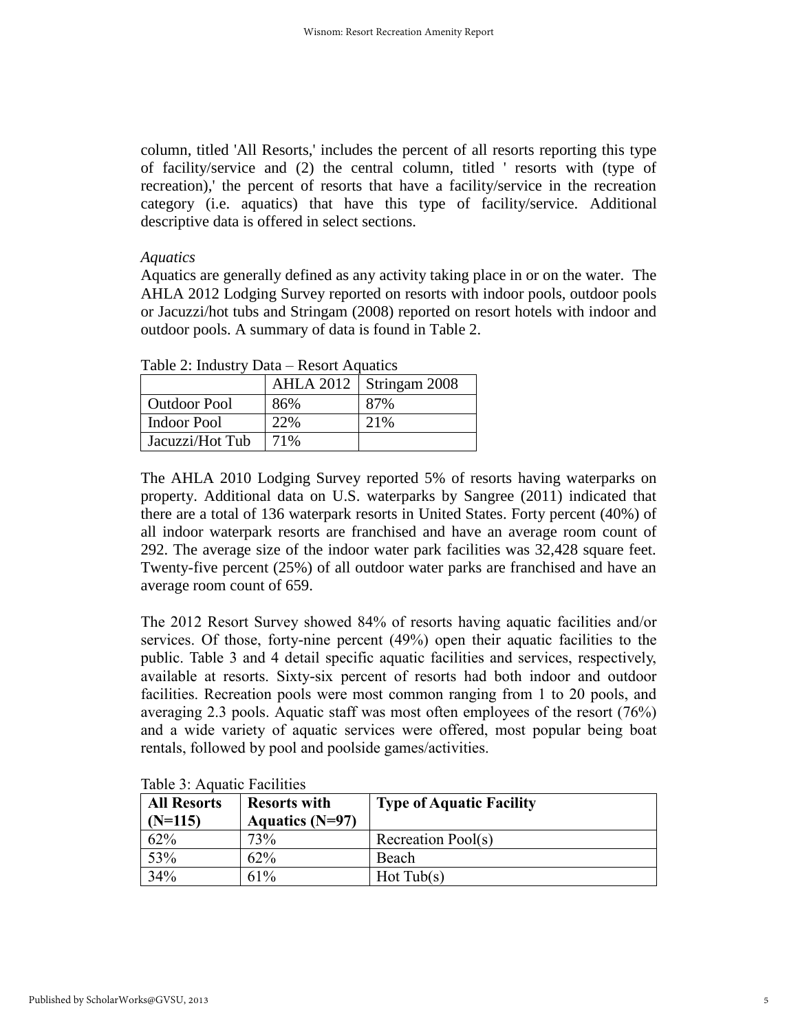column, titled 'All Resorts,' includes the percent of all resorts reporting this type of facility/service and (2) the central column, titled ' resorts with (type of recreation),' the percent of resorts that have a facility/service in the recreation category (i.e. aquatics) that have this type of facility/service. Additional descriptive data is offered in select sections.

*Aquatics*

Aquatics are generally defined as any activity taking place in or on the water. The AHLA 2012 Lodging Survey reported on resorts with indoor pools, outdoor pools or Jacuzzi/hot tubs and Stringam (2008) reported on resort hotels with indoor and outdoor pools. A summary of data is found in Table 2.

Table 2: Industry Data – Resort Aquatics

| | AHLA 2012 | Stringam 2008 |
|---|---|---|
| Outdoor Pool | 86% | 87% |
| Indoor Pool | 22% | 21% |
| Jacuzzi/Hot Tub | 71% | |

The AHLA 2010 Lodging Survey reported 5% of resorts having waterparks on property. Additional data on U.S. waterparks by Sangree (2011) indicated that there are a total of 136 waterpark resorts in United States. Forty percent (40%) of all indoor waterpark resorts are franchised and have an average room count of 292. The average size of the indoor water park facilities was 32,428 square feet. Twenty-five percent (25%) of all outdoor water parks are franchised and have an average room count of 659.

The 2012 Resort Survey showed 84% of resorts having aquatic facilities and/or services. Of those, forty-nine percent (49%) open their aquatic facilities to the public. Table 3 and 4 detail specific aquatic facilities and services, respectively, available at resorts. Sixty-six percent of resorts had both indoor and outdoor facilities. Recreation pools were most common ranging from 1 to 20 pools, and averaging 2.3 pools. Aquatic staff was most often employees of the resort (76%) and a wide variety of aquatic services were offered, most popular being boat rentals, followed by pool and poolside games/activities.

Table 3: Aquatic Facilities

| **All Resorts (N=115)** | **Resorts with Aquatics (N=97)** | **Type of Aquatic Facility** |
|---|---|---|
| 62% | 73% | Recreation Pool(s) |
| 53% | 62% | Beach |
| 34% | 61% | Hot Tub(s) |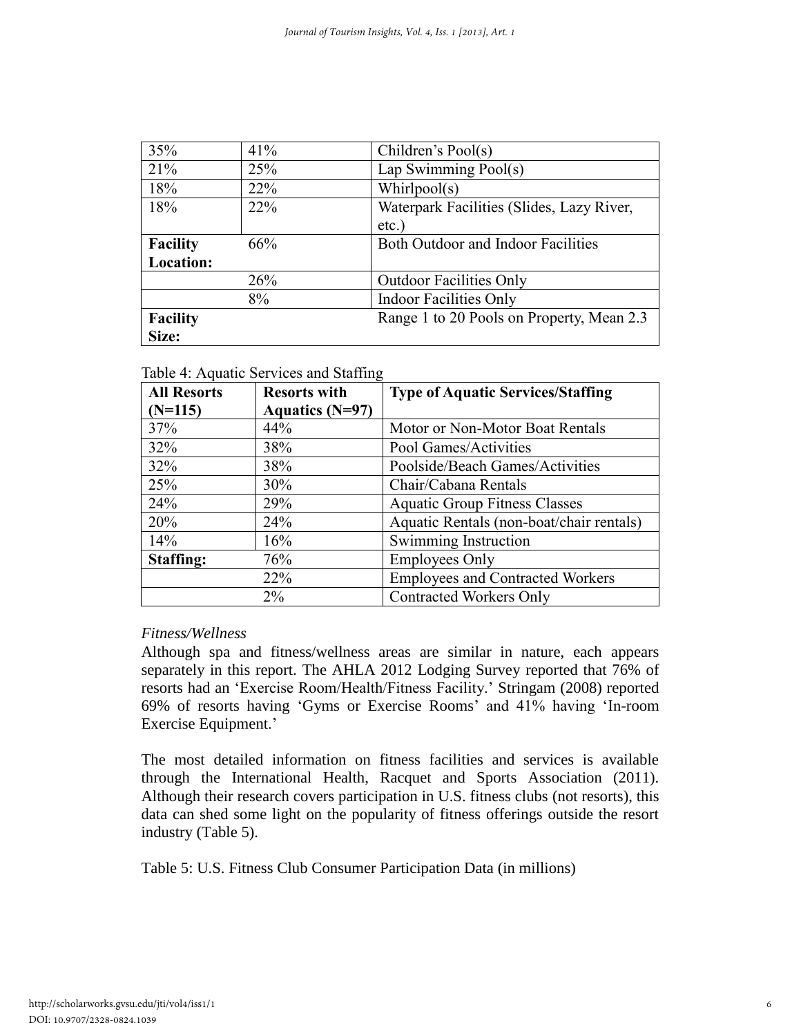| | | |
|---|---|---|
| 35% | 41% | Children's Pool(s) |
| 21% | 25% | Lap Swimming Pool(s) |
| 18% | 22% | Whirlpool(s) |
| 18% | 22% | Waterpark Facilities (Slides, Lazy River, etc.) |
| **Facility Location:** | 66% | Both Outdoor and Indoor Facilities |
| | 26% | Outdoor Facilities Only |
| | 8% | Indoor Facilities Only |
| **Facility Size:** | | Range 1 to 20 Pools on Property, Mean 2.3 |

Table 4: Aquatic Services and Staffing

| **All Resorts (N=115)** | **Resorts with Aquatics (N=97)** | **Type of Aquatic Services/Staffing** |
|---|---|---|
| 37% | 44% | Motor or Non-Motor Boat Rentals |
| 32% | 38% | Pool Games/Activities |
| 32% | 38% | Poolside/Beach Games/Activities |
| 25% | 30% | Chair/Cabana Rentals |
| 24% | 29% | Aquatic Group Fitness Classes |
| 20% | 24% | Aquatic Rentals (non-boat/chair rentals) |
| 14% | 16% | Swimming Instruction |
| **Staffing:** | 76% | Employees Only |
| | 22% | Employees and Contracted Workers |
| | 2% | Contracted Workers Only |

*Fitness/Wellness*

Although spa and fitness/wellness areas are similar in nature, each appears separately in this report. The AHLA 2012 Lodging Survey reported that 76% of resorts had an 'Exercise Room/Health/Fitness Facility.' Stringam (2008) reported 69% of resorts having 'Gyms or Exercise Rooms' and 41% having 'In-room Exercise Equipment.'

The most detailed information on fitness facilities and services is available through the International Health, Racquet and Sports Association (2011). Although their research covers participation in U.S. fitness clubs (not resorts), this data can shed some light on the popularity of fitness offerings outside the resort industry (Table 5).

Table 5: U.S. Fitness Club Consumer Participation Data (in millions)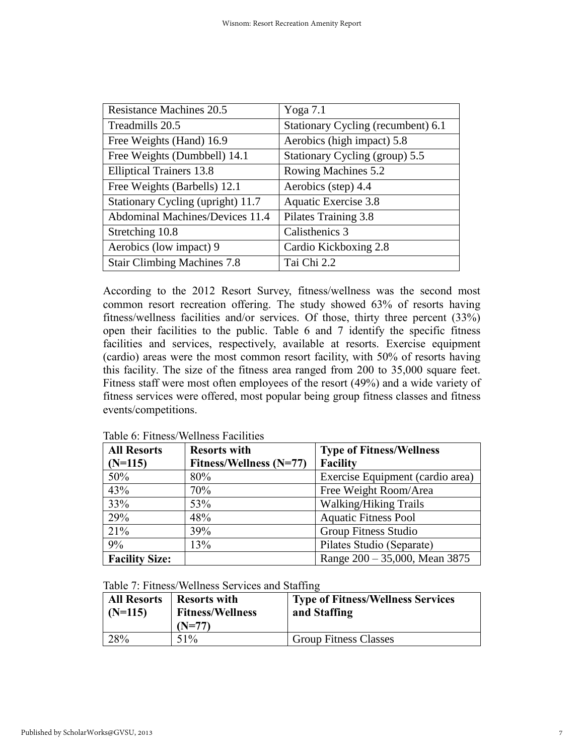| Resistance Machines 20.5 | Yoga 7.1 |
|---|---|
| Treadmills 20.5 | Stationary Cycling (recumbent) 6.1 |
| Free Weights (Hand) 16.9 | Aerobics (high impact) 5.8 |
| Free Weights (Dumbbell) 14.1 | Stationary Cycling (group) 5.5 |
| Elliptical Trainers 13.8 | Rowing Machines 5.2 |
| Free Weights (Barbells) 12.1 | Aerobics (step) 4.4 |
| Stationary Cycling (upright) 11.7 | Aquatic Exercise 3.8 |
| Abdominal Machines/Devices 11.4 | Pilates Training 3.8 |
| Stretching 10.8 | Calisthenics 3 |
| Aerobics (low impact) 9 | Cardio Kickboxing 2.8 |
| Stair Climbing Machines 7.8 | Tai Chi 2.2 |

According to the 2012 Resort Survey, fitness/wellness was the second most common resort recreation offering. The study showed 63% of resorts having fitness/wellness facilities and/or services. Of those, thirty three percent (33%) open their facilities to the public. Table 6 and 7 identify the specific fitness facilities and services, respectively, available at resorts. Exercise equipment (cardio) areas were the most common resort facility, with 50% of resorts having this facility. The size of the fitness area ranged from 200 to 35,000 square feet. Fitness staff were most often employees of the resort (49%) and a wide variety of fitness services were offered, most popular being group fitness classes and fitness events/competitions.

Table 6: Fitness/Wellness Facilities

| **All Resorts (N=115)** | **Resorts with Fitness/Wellness (N=77)** | **Type of Fitness/Wellness Facility** |
|---|---|---|
| 50% | 80% | Exercise Equipment (cardio area) |
| 43% | 70% | Free Weight Room/Area |
| 33% | 53% | Walking/Hiking Trails |
| 29% | 48% | Aquatic Fitness Pool |
| 21% | 39% | Group Fitness Studio |
| 9% | 13% | Pilates Studio (Separate) |
| **Facility Size:** | | Range 200 – 35,000, Mean 3875 |

Table 7: Fitness/Wellness Services and Staffing

| **All Resorts (N=115)** | **Resorts with Fitness/Wellness (N=77)** | **Type of Fitness/Wellness Services and Staffing** |
|---|---|---|
| 28% | 51% | Group Fitness Classes |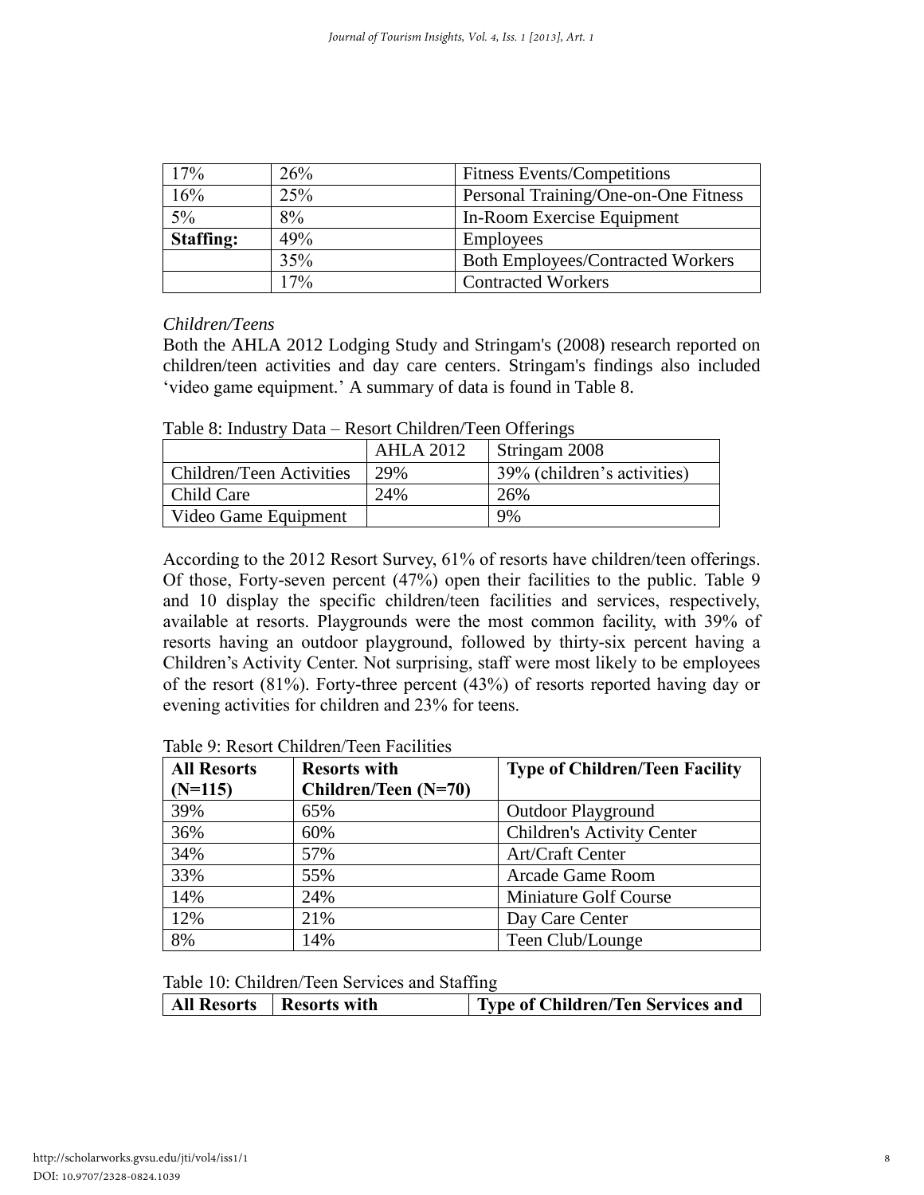| 17% | 26% | Fitness Events/Competitions |
|---|---|---|
| 16% | 25% | Personal Training/One-on-One Fitness |
| 5% | 8% | In-Room Exercise Equipment |
| **Staffing:** | 49% | Employees |
| | 35% | Both Employees/Contracted Workers |
| | 17% | Contracted Workers |

*Children/Teens*

Both the AHLA 2012 Lodging Study and Stringam's (2008) research reported on children/teen activities and day care centers. Stringam's findings also included 'video game equipment.' A summary of data is found in Table 8.

Table 8: Industry Data – Resort Children/Teen Offerings

| | AHLA 2012 | Stringam 2008 |
|---|---|---|
| Children/Teen Activities | 29% | 39% (children's activities) |
| Child Care | 24% | 26% |
| Video Game Equipment | | 9% |

According to the 2012 Resort Survey, 61% of resorts have children/teen offerings. Of those, Forty-seven percent (47%) open their facilities to the public. Table 9 and 10 display the specific children/teen facilities and services, respectively, available at resorts. Playgrounds were the most common facility, with 39% of resorts having an outdoor playground, followed by thirty-six percent having a Children's Activity Center. Not surprising, staff were most likely to be employees of the resort (81%). Forty-three percent (43%) of resorts reported having day or evening activities for children and 23% for teens.

Table 9: Resort Children/Teen Facilities

| **All Resorts (N=115)** | **Resorts with Children/Teen (N=70)** | **Type of Children/Teen Facility** |
|---|---|---|
| 39% | 65% | Outdoor Playground |
| 36% | 60% | Children's Activity Center |
| 34% | 57% | Art/Craft Center |
| 33% | 55% | Arcade Game Room |
| 14% | 24% | Miniature Golf Course |
| 12% | 21% | Day Care Center |
| 8% | 14% | Teen Club/Lounge |

Table 10: Children/Teen Services and Staffing

| **All Resorts** | **Resorts with** | **Type of Children/Ten Services and** |
|---|---|---|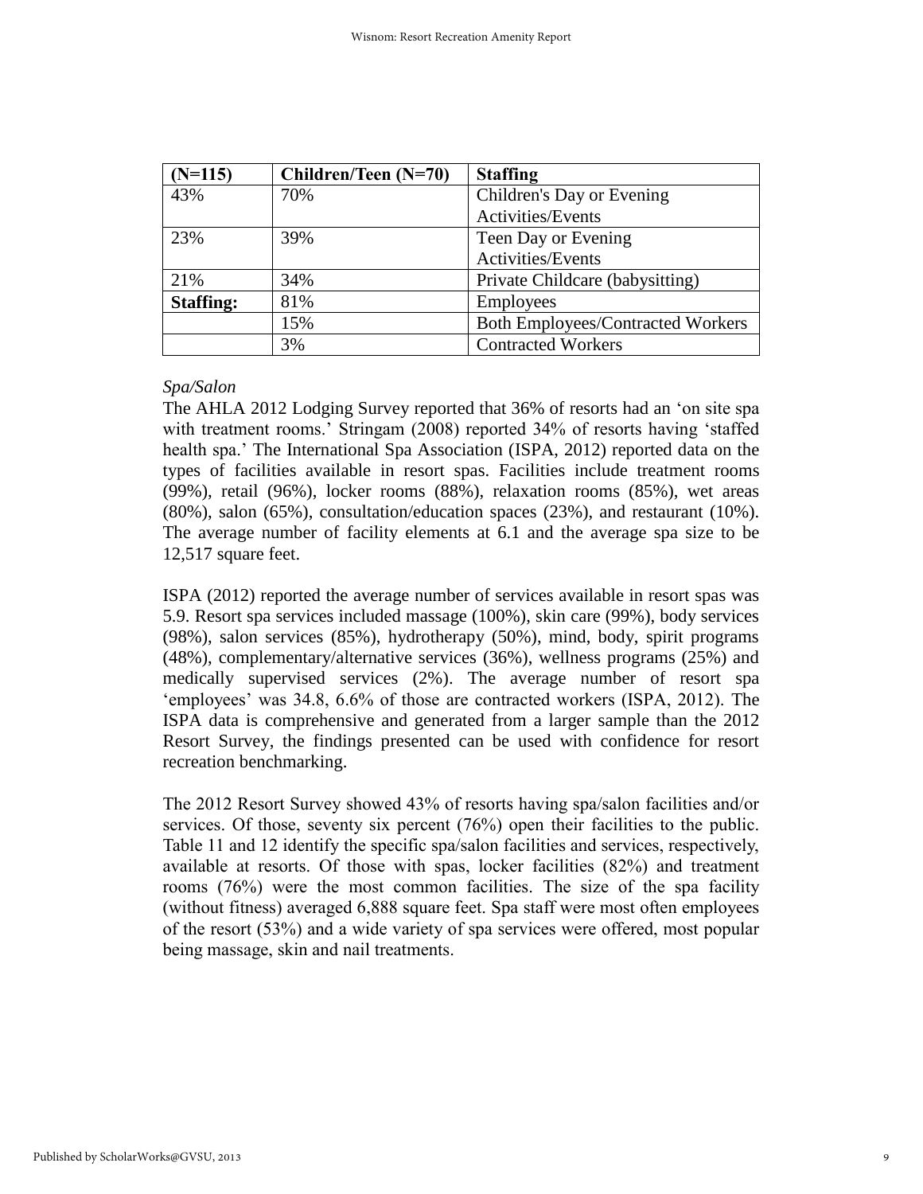| (N=115) | Children/Teen (N=70) | Staffing |
|---|---|---|
| 43% | 70% | Children's Day or Evening Activities/Events |
| 23% | 39% | Teen Day or Evening Activities/Events |
| 21% | 34% | Private Childcare (babysitting) |
| **Staffing:** | 81% | Employees |
| | 15% | Both Employees/Contracted Workers |
| | 3% | Contracted Workers |

*Spa/Salon*

The AHLA 2012 Lodging Survey reported that 36% of resorts had an 'on site spa with treatment rooms.' Stringam (2008) reported 34% of resorts having 'staffed health spa.' The International Spa Association (ISPA, 2012) reported data on the types of facilities available in resort spas. Facilities include treatment rooms (99%), retail (96%), locker rooms (88%), relaxation rooms (85%), wet areas (80%), salon (65%), consultation/education spaces (23%), and restaurant (10%). The average number of facility elements at 6.1 and the average spa size to be 12,517 square feet.

ISPA (2012) reported the average number of services available in resort spas was 5.9. Resort spa services included massage (100%), skin care (99%), body services (98%), salon services (85%), hydrotherapy (50%), mind, body, spirit programs (48%), complementary/alternative services (36%), wellness programs (25%) and medically supervised services (2%). The average number of resort spa 'employees' was 34.8, 6.6% of those are contracted workers (ISPA, 2012). The ISPA data is comprehensive and generated from a larger sample than the 2012 Resort Survey, the findings presented can be used with confidence for resort recreation benchmarking.

The 2012 Resort Survey showed 43% of resorts having spa/salon facilities and/or services. Of those, seventy six percent (76%) open their facilities to the public. Table 11 and 12 identify the specific spa/salon facilities and services, respectively, available at resorts. Of those with spas, locker facilities (82%) and treatment rooms (76%) were the most common facilities. The size of the spa facility (without fitness) averaged 6,888 square feet. Spa staff were most often employees of the resort (53%) and a wide variety of spa services were offered, most popular being massage, skin and nail treatments.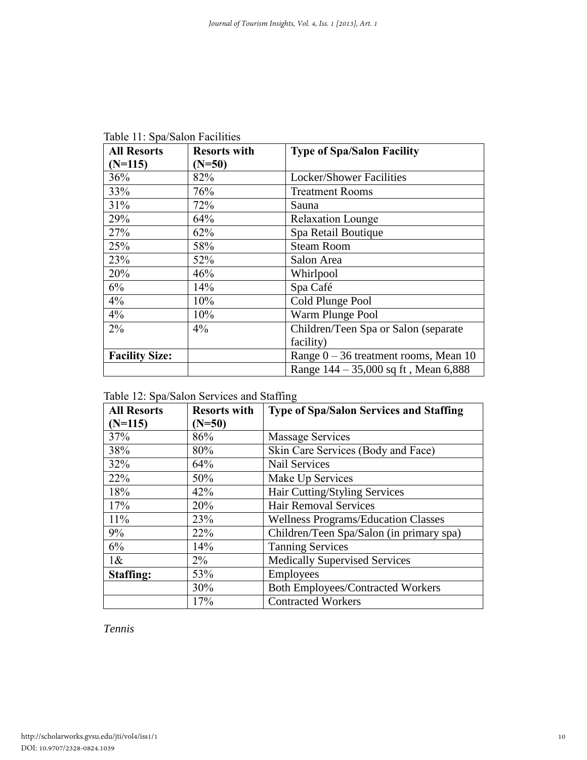Table 11: Spa/Salon Facilities

| All Resorts (N=115) | Resorts with (N=50) | Type of Spa/Salon Facility |
|---|---|---|
| 36% | 82% | Locker/Shower Facilities |
| 33% | 76% | Treatment Rooms |
| 31% | 72% | Sauna |
| 29% | 64% | Relaxation Lounge |
| 27% | 62% | Spa Retail Boutique |
| 25% | 58% | Steam Room |
| 23% | 52% | Salon Area |
| 20% | 46% | Whirlpool |
| 6% | 14% | Spa Café |
| 4% | 10% | Cold Plunge Pool |
| 4% | 10% | Warm Plunge Pool |
| 2% | 4% | Children/Teen Spa or Salon (separate facility) |
| **Facility Size:** | | Range 0 – 36 treatment rooms, Mean 10 |
| | | Range 144 – 35,000 sq ft , Mean 6,888 |

Table 12: Spa/Salon Services and Staffing

| All Resorts (N=115) | Resorts with (N=50) | Type of Spa/Salon Services and Staffing |
|---|---|---|
| 37% | 86% | Massage Services |
| 38% | 80% | Skin Care Services (Body and Face) |
| 32% | 64% | Nail Services |
| 22% | 50% | Make Up Services |
| 18% | 42% | Hair Cutting/Styling Services |
| 17% | 20% | Hair Removal Services |
| 11% | 23% | Wellness Programs/Education Classes |
| 9% | 22% | Children/Teen Spa/Salon (in primary spa) |
| 6% | 14% | Tanning Services |
| 1& | 2% | Medically Supervised Services |
| **Staffing:** | 53% | Employees |
| | 30% | Both Employees/Contracted Workers |
| | 17% | Contracted Workers |

*Tennis*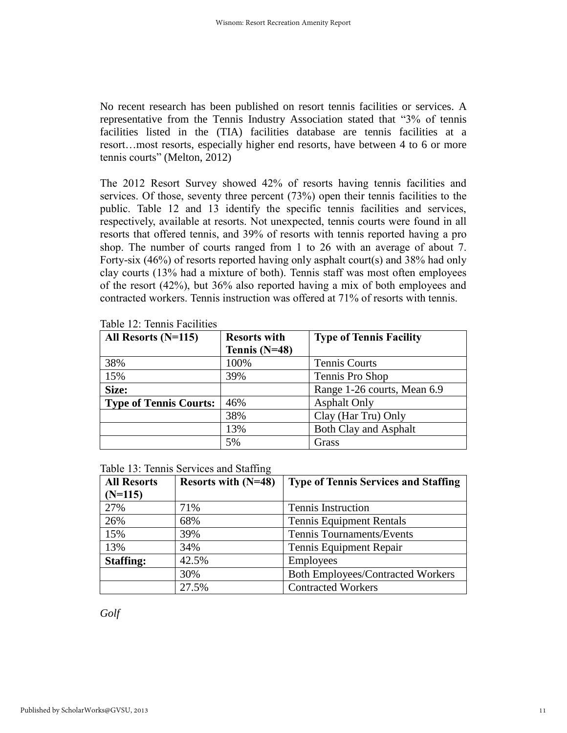No recent research has been published on resort tennis facilities or services. A representative from the Tennis Industry Association stated that "3% of tennis facilities listed in the (TIA) facilities database are tennis facilities at a resort…most resorts, especially higher end resorts, have between 4 to 6 or more tennis courts" (Melton, 2012)

The 2012 Resort Survey showed 42% of resorts having tennis facilities and services. Of those, seventy three percent (73%) open their tennis facilities to the public. Table 12 and 13 identify the specific tennis facilities and services, respectively, available at resorts. Not unexpected, tennis courts were found in all resorts that offered tennis, and 39% of resorts with tennis reported having a pro shop. The number of courts ranged from 1 to 26 with an average of about 7. Forty-six (46%) of resorts reported having only asphalt court(s) and 38% had only clay courts (13% had a mixture of both). Tennis staff was most often employees of the resort (42%), but 36% also reported having a mix of both employees and contracted workers. Tennis instruction was offered at 71% of resorts with tennis.

Table 12: Tennis Facilities

| **All Resorts (N=115)** | **Resorts with Tennis (N=48)** | **Type of Tennis Facility** |
|---|---|---|
| 38% | 100% | Tennis Courts |
| 15% | 39% | Tennis Pro Shop |
| **Size:** | | Range 1-26 courts, Mean 6.9 |
| **Type of Tennis Courts:** | 46% | Asphalt Only |
| | 38% | Clay (Har Tru) Only |
| | 13% | Both Clay and Asphalt |
| | 5% | Grass |

Table 13: Tennis Services and Staffing

| **All Resorts (N=115)** | **Resorts with (N=48)** | **Type of Tennis Services and Staffing** |
|---|---|---|
| 27% | 71% | Tennis Instruction |
| 26% | 68% | Tennis Equipment Rentals |
| 15% | 39% | Tennis Tournaments/Events |
| 13% | 34% | Tennis Equipment Repair |
| **Staffing:** | 42.5% | Employees |
| | 30% | Both Employees/Contracted Workers |
| | 27.5% | Contracted Workers |

*Golf*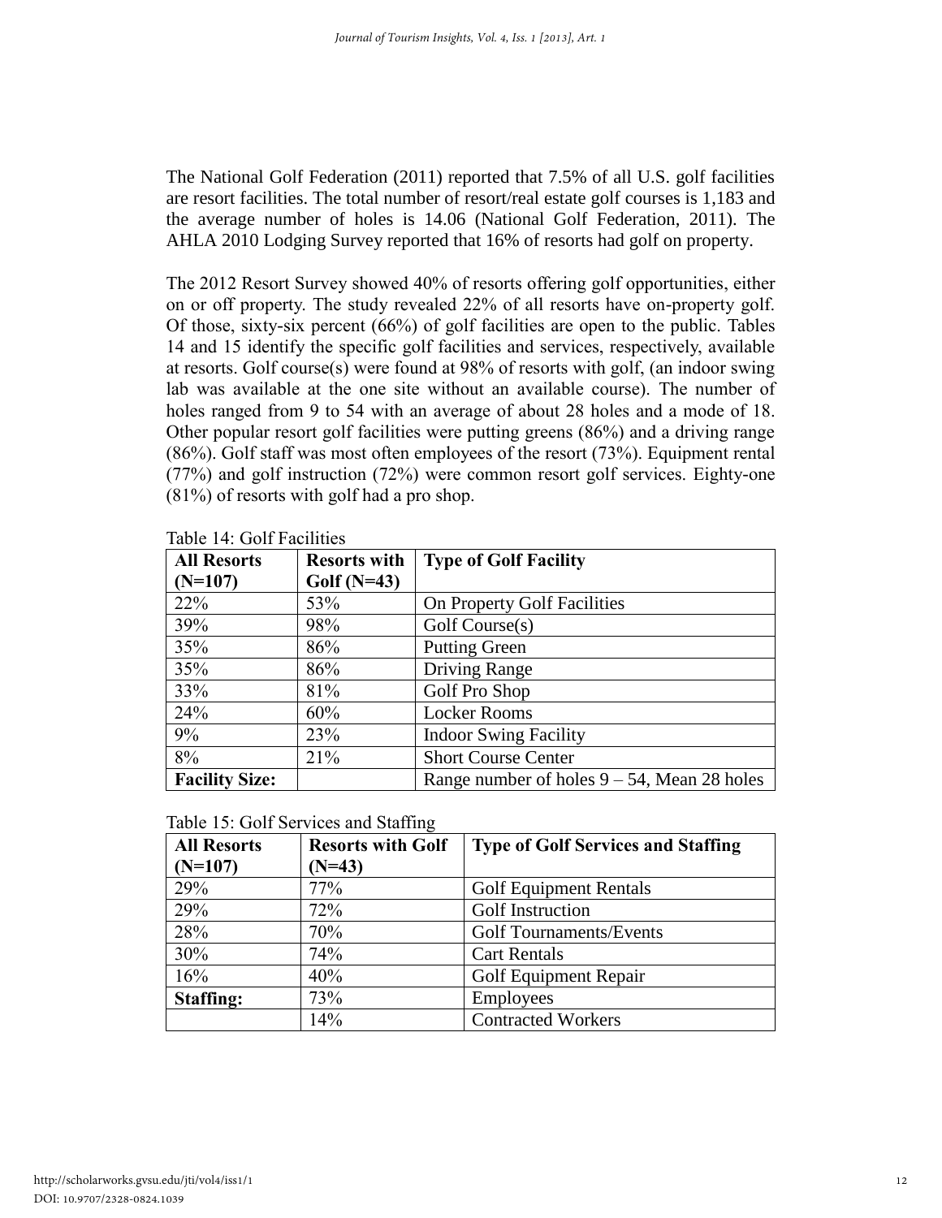The National Golf Federation (2011) reported that 7.5% of all U.S. golf facilities are resort facilities. The total number of resort/real estate golf courses is 1,183 and the average number of holes is 14.06 (National Golf Federation, 2011). The AHLA 2010 Lodging Survey reported that 16% of resorts had golf on property.

The 2012 Resort Survey showed 40% of resorts offering golf opportunities, either on or off property. The study revealed 22% of all resorts have on-property golf. Of those, sixty-six percent (66%) of golf facilities are open to the public. Tables 14 and 15 identify the specific golf facilities and services, respectively, available at resorts. Golf course(s) were found at 98% of resorts with golf, (an indoor swing lab was available at the one site without an available course). The number of holes ranged from 9 to 54 with an average of about 28 holes and a mode of 18. Other popular resort golf facilities were putting greens (86%) and a driving range (86%). Golf staff was most often employees of the resort (73%). Equipment rental (77%) and golf instruction (72%) were common resort golf services. Eighty-one (81%) of resorts with golf had a pro shop.

Table 14: Golf Facilities

| All Resorts (N=107) | Resorts with Golf (N=43) | Type of Golf Facility |
|---|---|---|
| 22% | 53% | On Property Golf Facilities |
| 39% | 98% | Golf Course(s) |
| 35% | 86% | Putting Green |
| 35% | 86% | Driving Range |
| 33% | 81% | Golf Pro Shop |
| 24% | 60% | Locker Rooms |
| 9% | 23% | Indoor Swing Facility |
| 8% | 21% | Short Course Center |
| **Facility Size:** | | Range number of holes 9 – 54, Mean 28 holes |

Table 15: Golf Services and Staffing

| All Resorts (N=107) | Resorts with Golf (N=43) | Type of Golf Services and Staffing |
|---|---|---|
| 29% | 77% | Golf Equipment Rentals |
| 29% | 72% | Golf Instruction |
| 28% | 70% | Golf Tournaments/Events |
| 30% | 74% | Cart Rentals |
| 16% | 40% | Golf Equipment Repair |
| **Staffing:** | 73% | Employees |
| | 14% | Contracted Workers |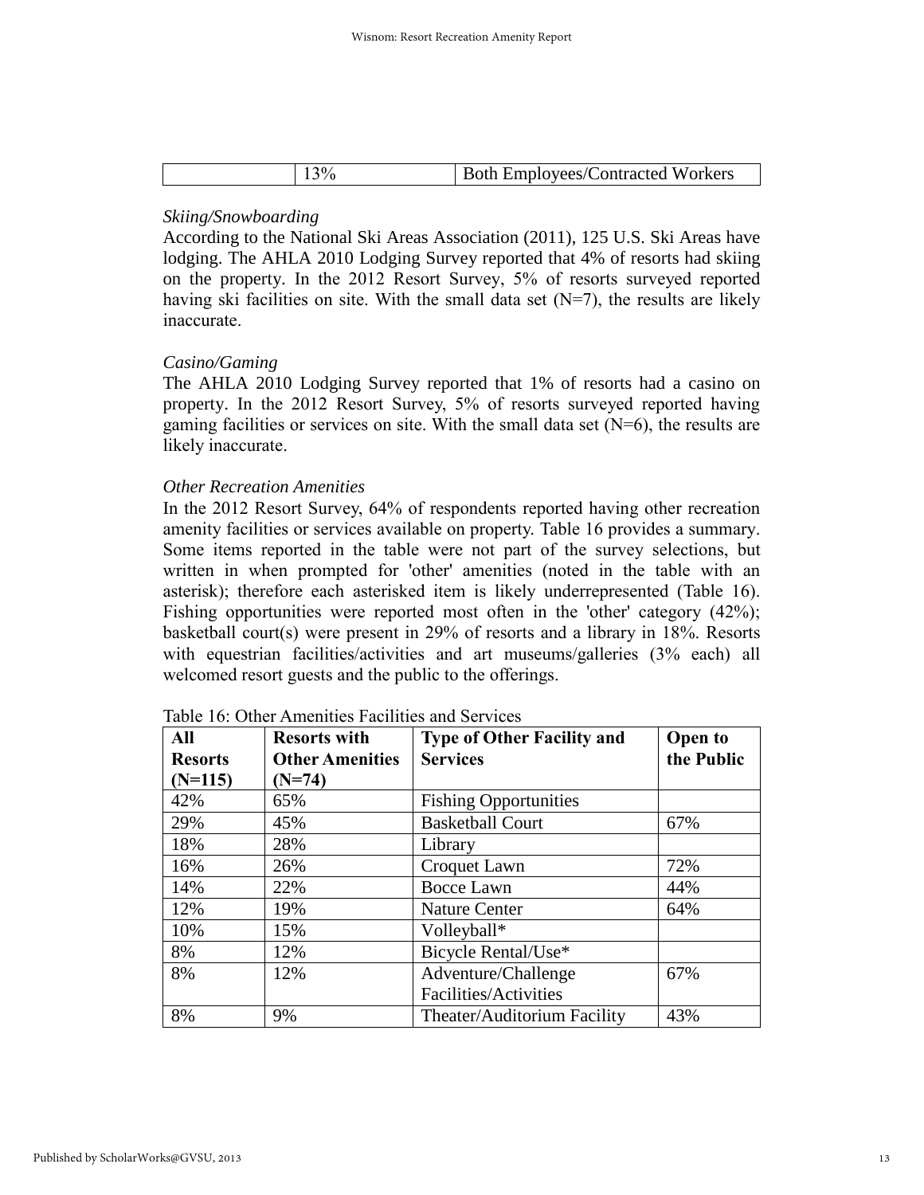| | 13% | Both Employees/Contracted Workers |
|---|---|---|

*Skiing/Snowboarding*

According to the National Ski Areas Association (2011), 125 U.S. Ski Areas have lodging. The AHLA 2010 Lodging Survey reported that 4% of resorts had skiing on the property. In the 2012 Resort Survey, 5% of resorts surveyed reported having ski facilities on site. With the small data set (N=7), the results are likely inaccurate.

*Casino/Gaming*

The AHLA 2010 Lodging Survey reported that 1% of resorts had a casino on property. In the 2012 Resort Survey, 5% of resorts surveyed reported having gaming facilities or services on site. With the small data set (N=6), the results are likely inaccurate.

*Other Recreation Amenities*

In the 2012 Resort Survey, 64% of respondents reported having other recreation amenity facilities or services available on property. Table 16 provides a summary. Some items reported in the table were not part of the survey selections, but written in when prompted for 'other' amenities (noted in the table with an asterisk); therefore each asterisked item is likely underrepresented (Table 16). Fishing opportunities were reported most often in the 'other' category (42%); basketball court(s) were present in 29% of resorts and a library in 18%. Resorts with equestrian facilities/activities and art museums/galleries (3% each) all welcomed resort guests and the public to the offerings.

Table 16: Other Amenities Facilities and Services

| All Resorts (N=115) | Resorts with Other Amenities (N=74) | Type of Other Facility and Services | Open to the Public |
|---|---|---|---|
| 42% | 65% | Fishing Opportunities | |
| 29% | 45% | Basketball Court | 67% |
| 18% | 28% | Library | |
| 16% | 26% | Croquet Lawn | 72% |
| 14% | 22% | Bocce Lawn | 44% |
| 12% | 19% | Nature Center | 64% |
| 10% | 15% | Volleyball* | |
| 8% | 12% | Bicycle Rental/Use* | |
| 8% | 12% | Adventure/Challenge Facilities/Activities | 67% |
| 8% | 9% | Theater/Auditorium Facility | 43% |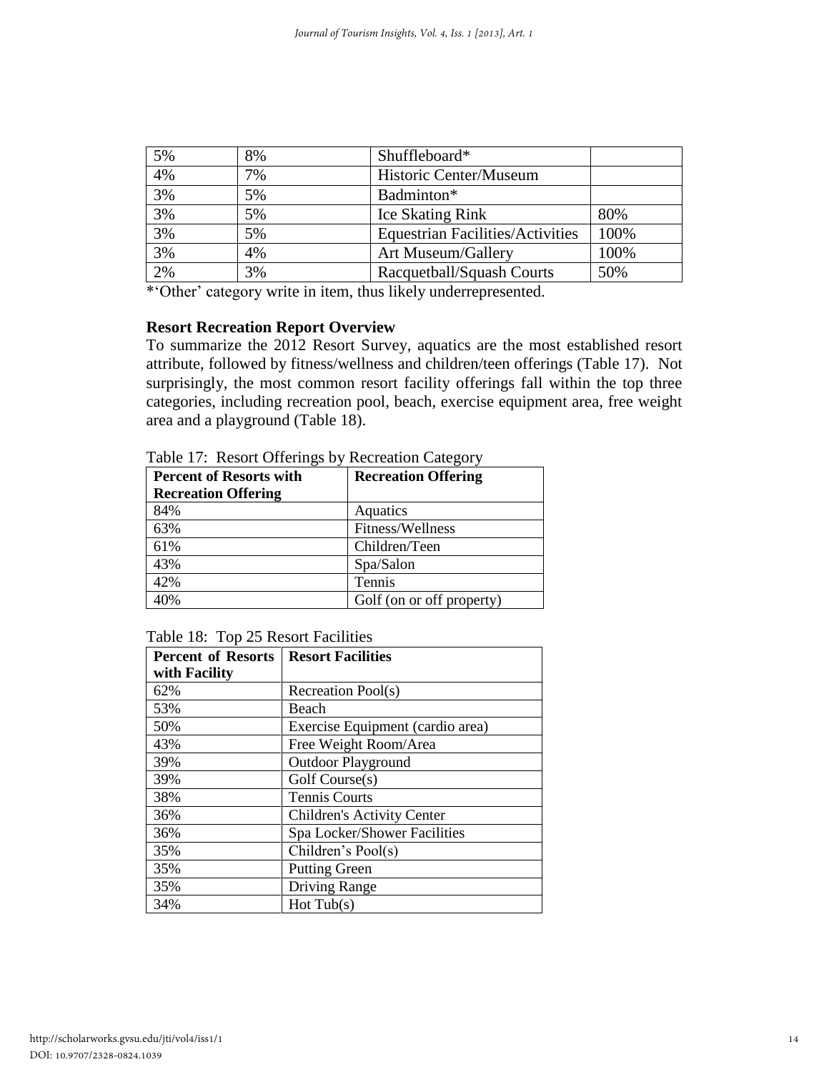| | | | |
|---|---|---|---|
| 5% | 8% | Shuffleboard* | |
| 4% | 7% | Historic Center/Museum | |
| 3% | 5% | Badminton* | |
| 3% | 5% | Ice Skating Rink | 80% |
| 3% | 5% | Equestrian Facilities/Activities | 100% |
| 3% | 4% | Art Museum/Gallery | 100% |
| 2% | 3% | Racquetball/Squash Courts | 50% |

*'Other' category write in item, thus likely underrepresented.

**Resort Recreation Report Overview**

To summarize the 2012 Resort Survey, aquatics are the most established resort attribute, followed by fitness/wellness and children/teen offerings (Table 17). Not surprisingly, the most common resort facility offerings fall within the top three categories, including recreation pool, beach, exercise equipment area, free weight area and a playground (Table 18).

Table 17: Resort Offerings by Recreation Category

| Percent of Resorts with Recreation Offering | Recreation Offering |
|---|---|
| 84% | Aquatics |
| 63% | Fitness/Wellness |
| 61% | Children/Teen |
| 43% | Spa/Salon |
| 42% | Tennis |
| 40% | Golf (on or off property) |

Table 18: Top 25 Resort Facilities

| Percent of Resorts with Facility | Resort Facilities |
|---|---|
| 62% | Recreation Pool(s) |
| 53% | Beach |
| 50% | Exercise Equipment (cardio area) |
| 43% | Free Weight Room/Area |
| 39% | Outdoor Playground |
| 39% | Golf Course(s) |
| 38% | Tennis Courts |
| 36% | Children's Activity Center |
| 36% | Spa Locker/Shower Facilities |
| 35% | Children's Pool(s) |
| 35% | Putting Green |
| 35% | Driving Range |
| 34% | Hot Tub(s) |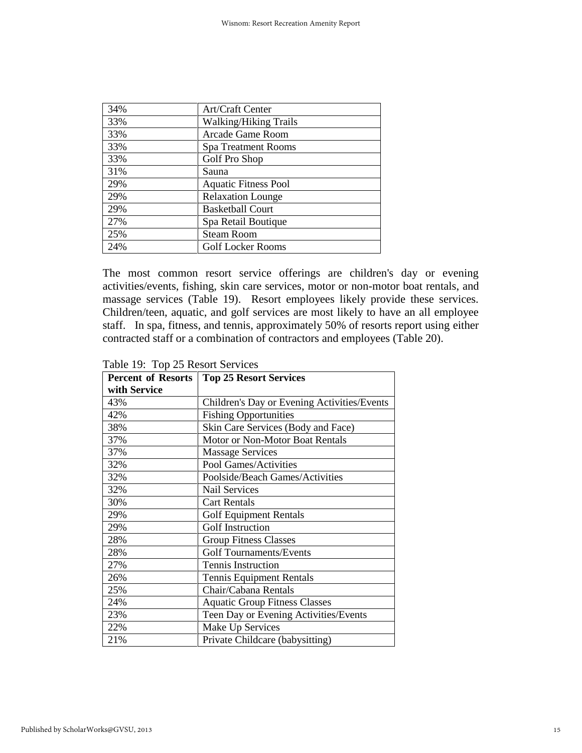| | |
|---|---|
| 34% | Art/Craft Center |
| 33% | Walking/Hiking Trails |
| 33% | Arcade Game Room |
| 33% | Spa Treatment Rooms |
| 33% | Golf Pro Shop |
| 31% | Sauna |
| 29% | Aquatic Fitness Pool |
| 29% | Relaxation Lounge |
| 29% | Basketball Court |
| 27% | Spa Retail Boutique |
| 25% | Steam Room |
| 24% | Golf Locker Rooms |

The most common resort service offerings are children's day or evening activities/events, fishing, skin care services, motor or non-motor boat rentals, and massage services (Table 19). Resort employees likely provide these services. Children/teen, aquatic, and golf services are most likely to have an all employee staff. In spa, fitness, and tennis, approximately 50% of resorts report using either contracted staff or a combination of contractors and employees (Table 20).

Table 19: Top 25 Resort Services

| Percent of Resorts with Service | Top 25 Resort Services |
|---|---|
| 43% | Children's Day or Evening Activities/Events |
| 42% | Fishing Opportunities |
| 38% | Skin Care Services (Body and Face) |
| 37% | Motor or Non-Motor Boat Rentals |
| 37% | Massage Services |
| 32% | Pool Games/Activities |
| 32% | Poolside/Beach Games/Activities |
| 32% | Nail Services |
| 30% | Cart Rentals |
| 29% | Golf Equipment Rentals |
| 29% | Golf Instruction |
| 28% | Group Fitness Classes |
| 28% | Golf Tournaments/Events |
| 27% | Tennis Instruction |
| 26% | Tennis Equipment Rentals |
| 25% | Chair/Cabana Rentals |
| 24% | Aquatic Group Fitness Classes |
| 23% | Teen Day or Evening Activities/Events |
| 22% | Make Up Services |
| 21% | Private Childcare (babysitting) |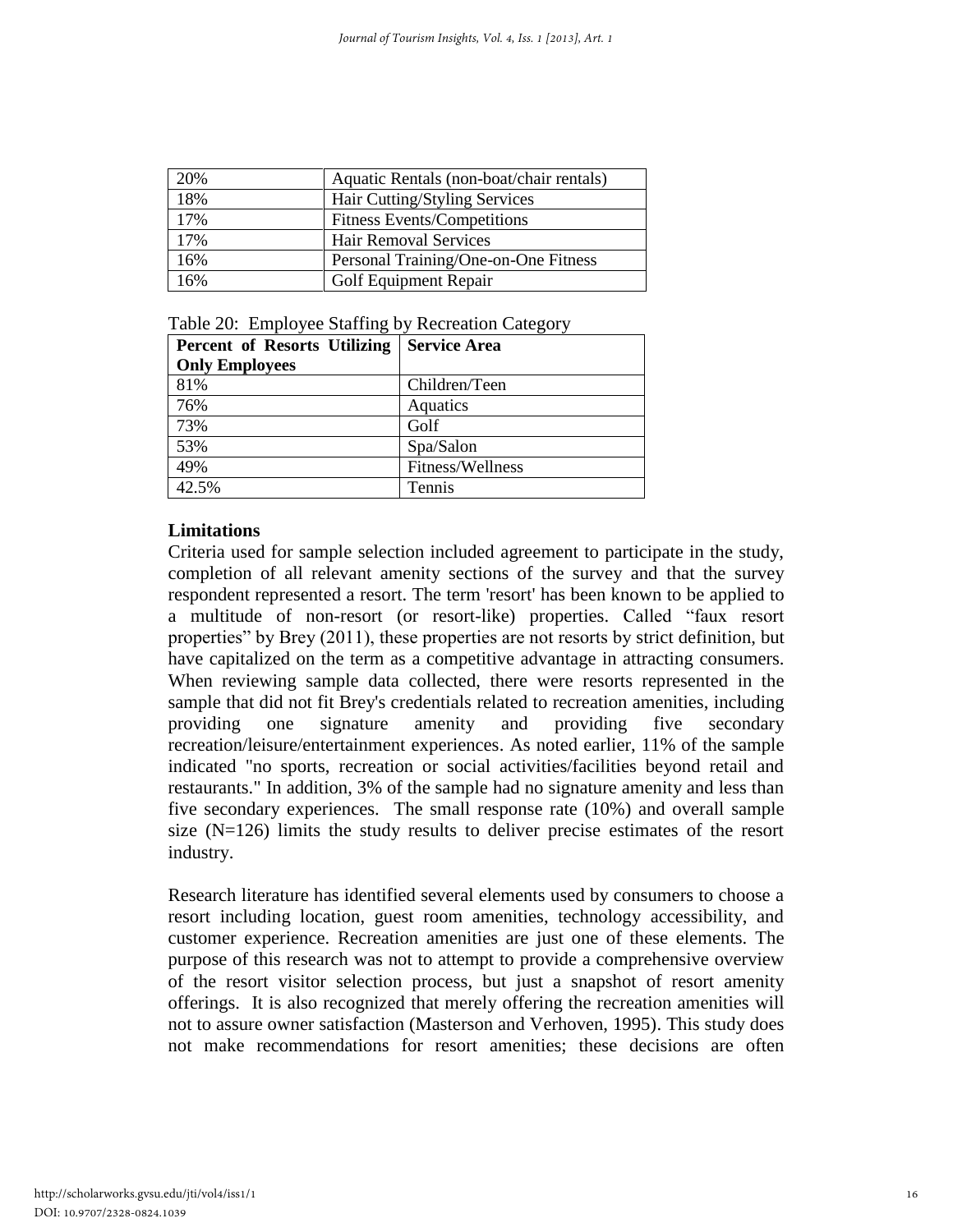| | |
|---|---|
| 20% | Aquatic Rentals (non-boat/chair rentals) |
| 18% | Hair Cutting/Styling Services |
| 17% | Fitness Events/Competitions |
| 17% | Hair Removal Services |
| 16% | Personal Training/One-on-One Fitness |
| 16% | Golf Equipment Repair |

Table 20: Employee Staffing by Recreation Category

| Percent of Resorts Utilizing Only Employees | Service Area |
|---|---|
| 81% | Children/Teen |
| 76% | Aquatics |
| 73% | Golf |
| 53% | Spa/Salon |
| 49% | Fitness/Wellness |
| 42.5% | Tennis |

**Limitations**

Criteria used for sample selection included agreement to participate in the study, completion of all relevant amenity sections of the survey and that the survey respondent represented a resort. The term 'resort' has been known to be applied to a multitude of non-resort (or resort-like) properties. Called "faux resort properties" by Brey (2011), these properties are not resorts by strict definition, but have capitalized on the term as a competitive advantage in attracting consumers. When reviewing sample data collected, there were resorts represented in the sample that did not fit Brey's credentials related to recreation amenities, including providing one signature amenity and providing five secondary recreation/leisure/entertainment experiences. As noted earlier, 11% of the sample indicated "no sports, recreation or social activities/facilities beyond retail and restaurants." In addition, 3% of the sample had no signature amenity and less than five secondary experiences. The small response rate (10%) and overall sample size (N=126) limits the study results to deliver precise estimates of the resort industry.

Research literature has identified several elements used by consumers to choose a resort including location, guest room amenities, technology accessibility, and customer experience. Recreation amenities are just one of these elements. The purpose of this research was not to attempt to provide a comprehensive overview of the resort visitor selection process, but just a snapshot of resort amenity offerings. It is also recognized that merely offering the recreation amenities will not to assure owner satisfaction (Masterson and Verhoven, 1995). This study does not make recommendations for resort amenities; these decisions are often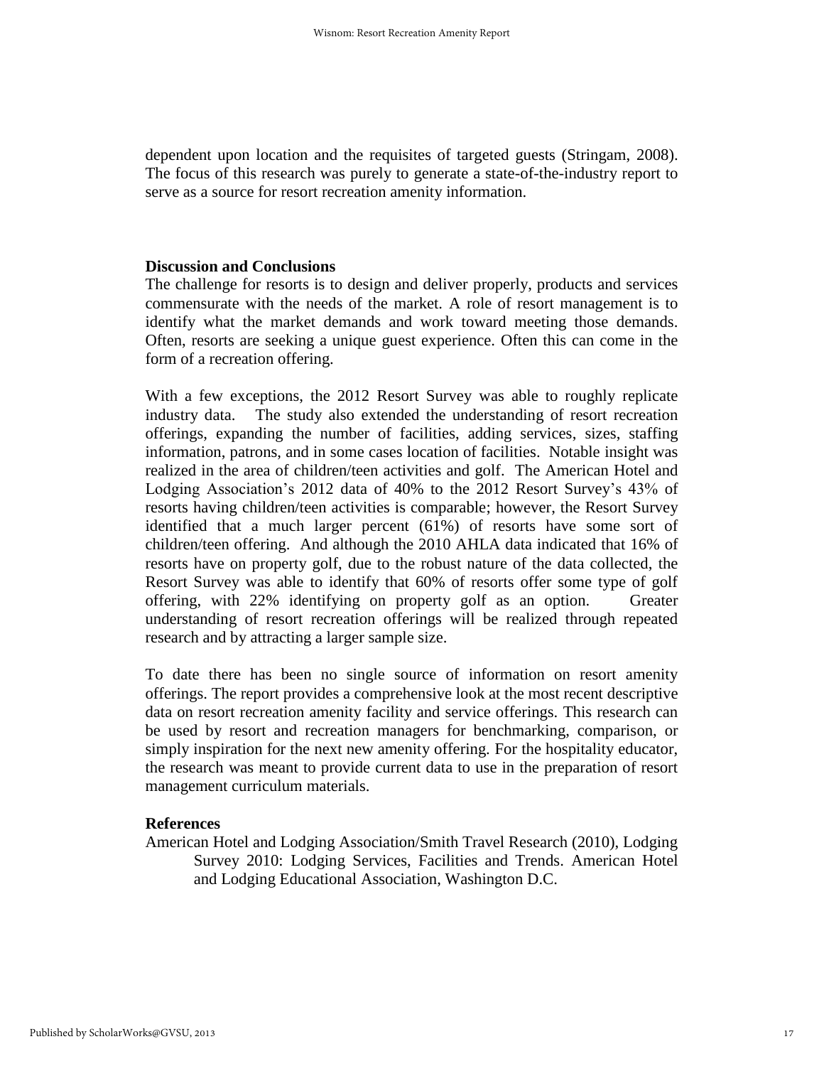dependent upon location and the requisites of targeted guests (Stringam, 2008). The focus of this research was purely to generate a state-of-the-industry report to serve as a source for resort recreation amenity information.

**Discussion and Conclusions**

The challenge for resorts is to design and deliver properly, products and services commensurate with the needs of the market. A role of resort management is to identify what the market demands and work toward meeting those demands. Often, resorts are seeking a unique guest experience. Often this can come in the form of a recreation offering.

With a few exceptions, the 2012 Resort Survey was able to roughly replicate industry data. The study also extended the understanding of resort recreation offerings, expanding the number of facilities, adding services, sizes, staffing information, patrons, and in some cases location of facilities. Notable insight was realized in the area of children/teen activities and golf. The American Hotel and Lodging Association's 2012 data of 40% to the 2012 Resort Survey's 43% of resorts having children/teen activities is comparable; however, the Resort Survey identified that a much larger percent (61%) of resorts have some sort of children/teen offering. And although the 2010 AHLA data indicated that 16% of resorts have on property golf, due to the robust nature of the data collected, the Resort Survey was able to identify that 60% of resorts offer some type of golf offering, with 22% identifying on property golf as an option. Greater understanding of resort recreation offerings will be realized through repeated research and by attracting a larger sample size.

To date there has been no single source of information on resort amenity offerings. The report provides a comprehensive look at the most recent descriptive data on resort recreation amenity facility and service offerings. This research can be used by resort and recreation managers for benchmarking, comparison, or simply inspiration for the next new amenity offering. For the hospitality educator, the research was meant to provide current data to use in the preparation of resort management curriculum materials.

**References**

American Hotel and Lodging Association/Smith Travel Research (2010), Lodging Survey 2010: Lodging Services, Facilities and Trends. American Hotel and Lodging Educational Association, Washington D.C.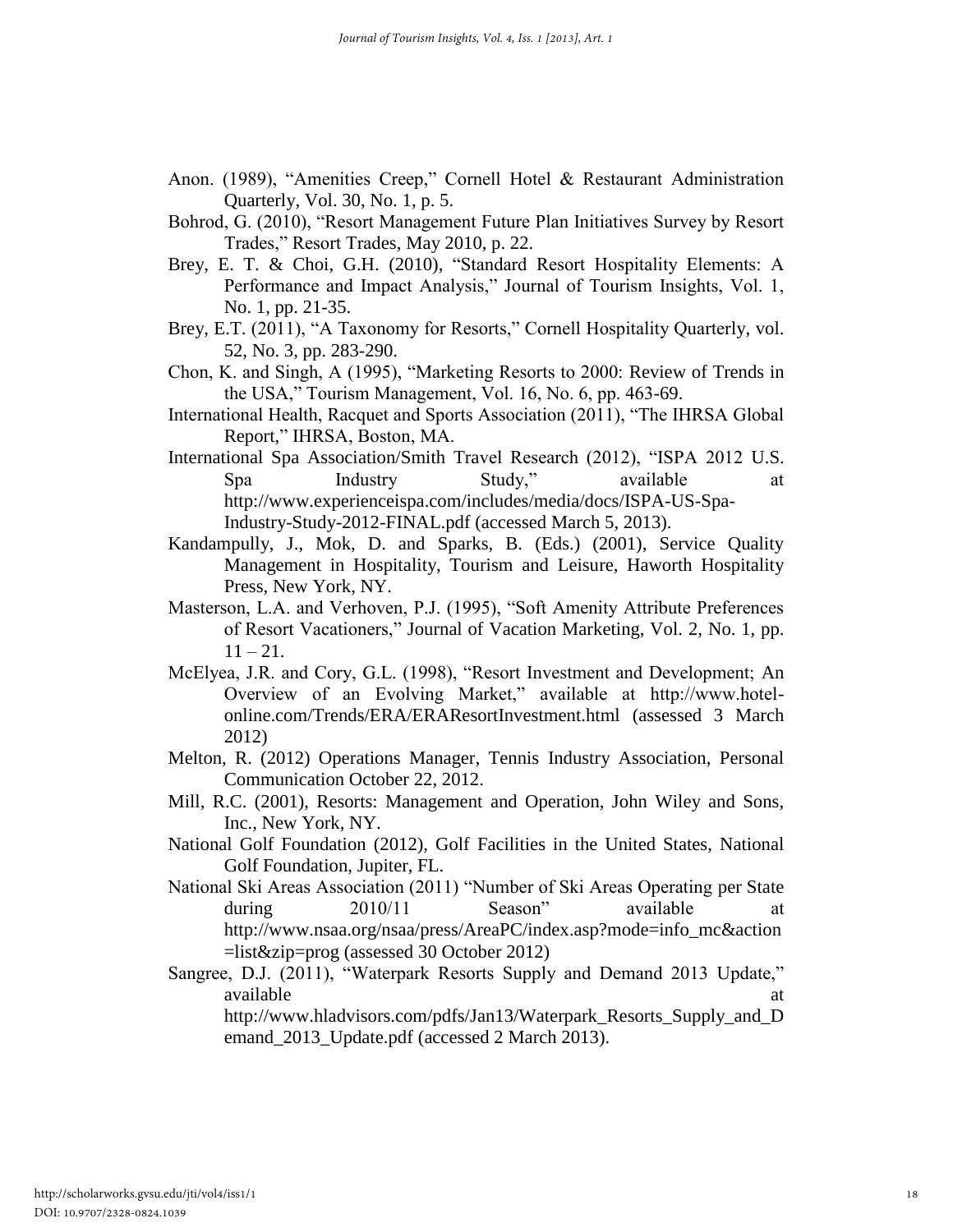Anon. (1989), "Amenities Creep," Cornell Hotel & Restaurant Administration Quarterly, Vol. 30, No. 1, p. 5.

Bohrod, G. (2010), "Resort Management Future Plan Initiatives Survey by Resort Trades," Resort Trades, May 2010, p. 22.

Brey, E. T. & Choi, G.H. (2010), "Standard Resort Hospitality Elements: A Performance and Impact Analysis," Journal of Tourism Insights, Vol. 1, No. 1, pp. 21-35.

Brey, E.T. (2011), "A Taxonomy for Resorts," Cornell Hospitality Quarterly, vol. 52, No. 3, pp. 283-290.

Chon, K. and Singh, A (1995), "Marketing Resorts to 2000: Review of Trends in the USA," Tourism Management, Vol. 16, No. 6, pp. 463-69.

International Health, Racquet and Sports Association (2011), "The IHRSA Global Report," IHRSA, Boston, MA.

International Spa Association/Smith Travel Research (2012), "ISPA 2012 U.S. Spa Industry Study," available at http://www.experienceispa.com/includes/media/docs/ISPA-US-Spa-Industry-Study-2012-FINAL.pdf (accessed March 5, 2013).

Kandampully, J., Mok, D. and Sparks, B. (Eds.) (2001), Service Quality Management in Hospitality, Tourism and Leisure, Haworth Hospitality Press, New York, NY.

Masterson, L.A. and Verhoven, P.J. (1995), "Soft Amenity Attribute Preferences of Resort Vacationers," Journal of Vacation Marketing, Vol. 2, No. 1, pp. 11 – 21.

McElyea, J.R. and Cory, G.L. (1998), "Resort Investment and Development; An Overview of an Evolving Market," available at http://www.hotel-online.com/Trends/ERA/ERAResortInvestment.html (assessed 3 March 2012)

Melton, R. (2012) Operations Manager, Tennis Industry Association, Personal Communication October 22, 2012.

Mill, R.C. (2001), Resorts: Management and Operation, John Wiley and Sons, Inc., New York, NY.

National Golf Foundation (2012), Golf Facilities in the United States, National Golf Foundation, Jupiter, FL.

National Ski Areas Association (2011) "Number of Ski Areas Operating per State during 2010/11 Season" available at http://www.nsaa.org/nsaa/press/AreaPC/index.asp?mode=info_mc&action=list&zip=prog (assessed 30 October 2012)

Sangree, D.J. (2011), "Waterpark Resorts Supply and Demand 2013 Update," available at http://www.hladvisors.com/pdfs/Jan13/Waterpark_Resorts_Supply_and_Demand_2013_Update.pdf (accessed 2 March 2013).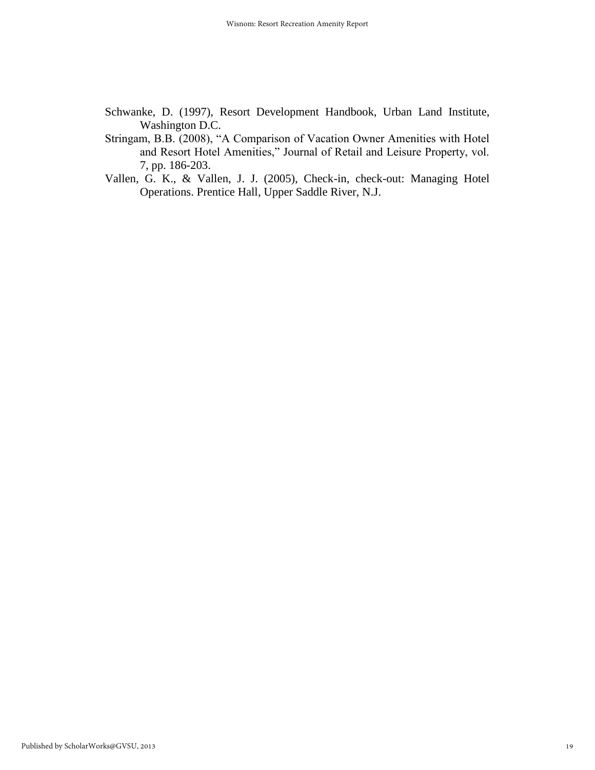Schwanke, D. (1997), Resort Development Handbook, Urban Land Institute, Washington D.C.

Stringam, B.B. (2008), "A Comparison of Vacation Owner Amenities with Hotel and Resort Hotel Amenities," Journal of Retail and Leisure Property, vol. 7, pp. 186-203.

Vallen, G. K., & Vallen, J. J. (2005), Check-in, check-out: Managing Hotel Operations. Prentice Hall, Upper Saddle River, N.J.